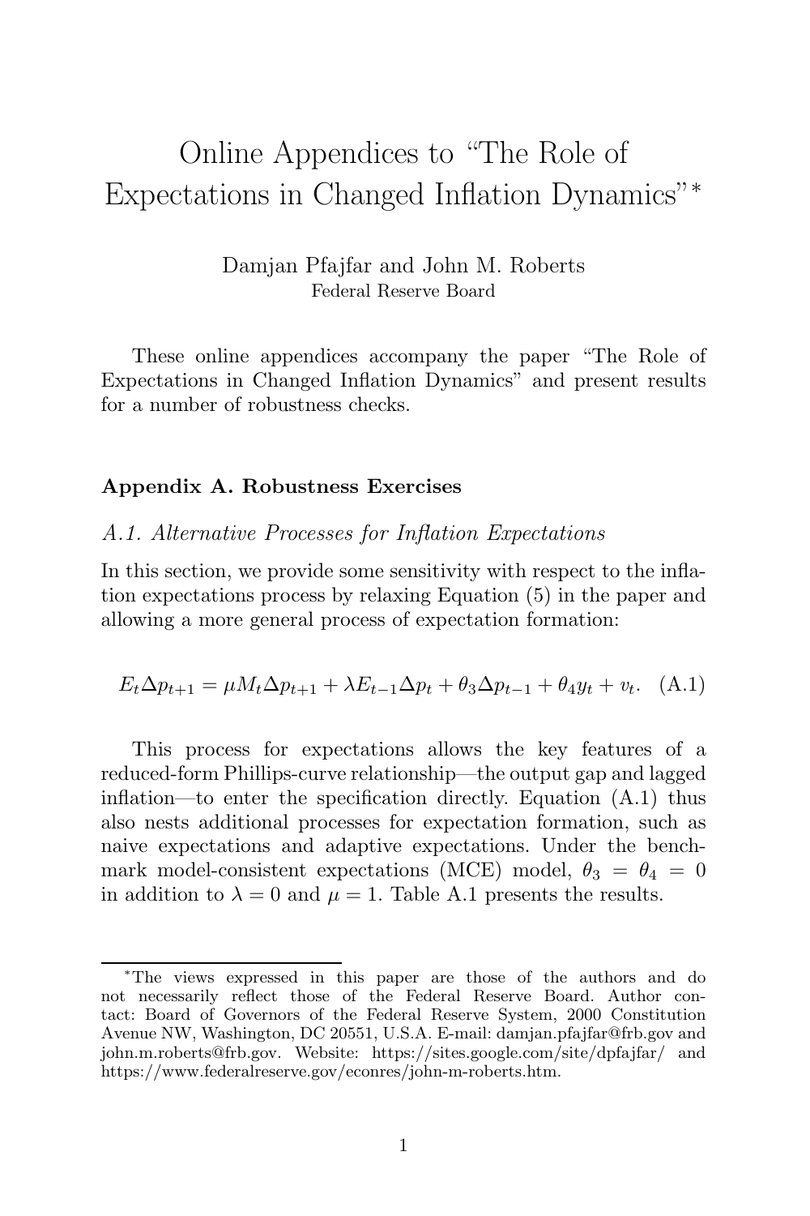# Online Appendices to "The Role of Expectations in Changed Inflation Dynamics"[*]

Damjan Pfajfar and John M. Roberts
Federal Reserve Board

These online appendices accompany the paper "The Role of Expectations in Changed Inflation Dynamics" and present results for a number of robustness checks.

## Appendix A. Robustness Exercises

### *A.1. Alternative Processes for Inflation Expectations*

In this section, we provide some sensitivity with respect to the inflation expectations process by relaxing Equation (5) in the paper and allowing a more general process of expectation formation:

$$E_t \Delta p_{t+1} = \mu M_t \Delta p_{t+1} + \lambda E_{t-1} \Delta p_t + \theta_3 \Delta p_{t-1} + \theta_4 y_t + v_t. \quad \text{(A.1)}$$

This process for expectations allows the key features of a reduced-form Phillips-curve relationship—the output gap and lagged inflation—to enter the specification directly. Equation (A.1) thus also nests additional processes for expectation formation, such as naive expectations and adaptive expectations. Under the benchmark model-consistent expectations (MCE) model, $\theta_3 = \theta_4 = 0$ in addition to $\lambda = 0$ and $\mu = 1$. Table A.1 presents the results.

[*]The views expressed in this paper are those of the authors and do not necessarily reflect those of the Federal Reserve Board. Author contact: Board of Governors of the Federal Reserve System, 2000 Constitution Avenue NW, Washington, DC 20551, U.S.A. E-mail: damjan.pfajfar@frb.gov and john.m.roberts@frb.gov. Website: https://sites.google.com/site/dpfajfar/ and https://www.federalreserve.gov/econres/john-m-roberts.htm.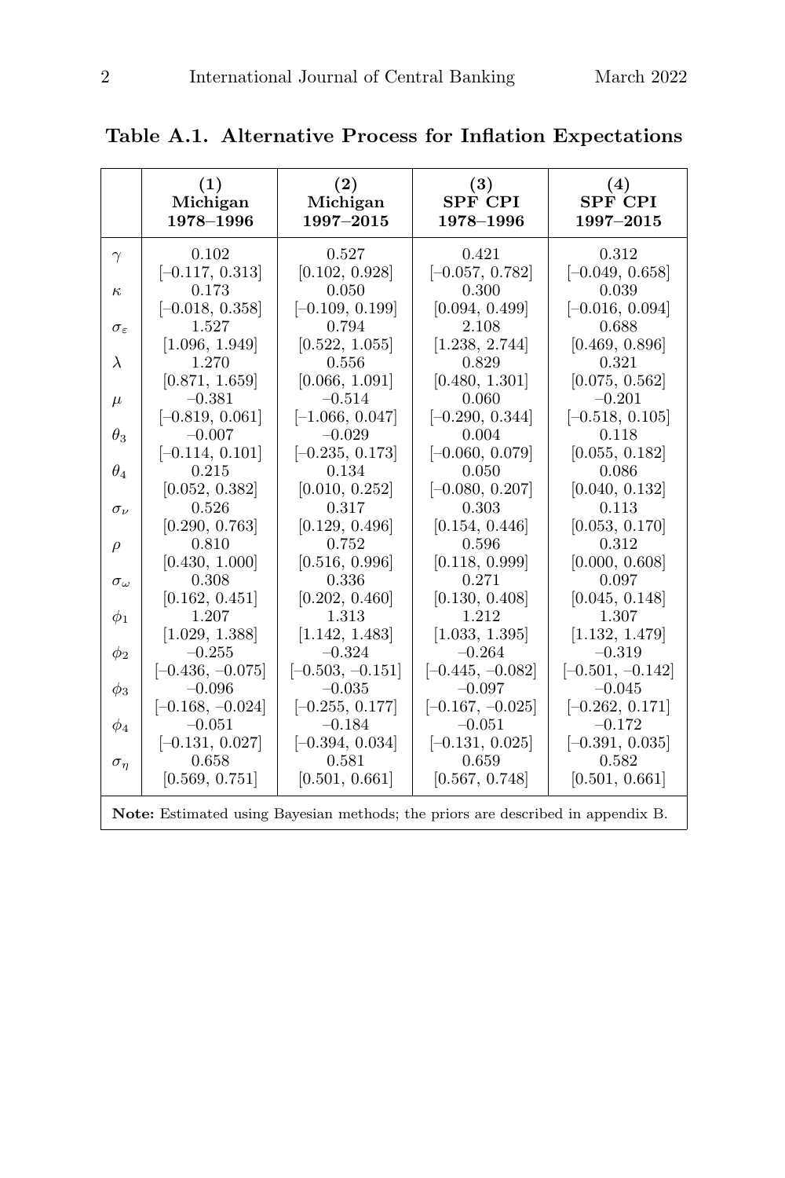**Table A.1. Alternative Process for Inflation Expectations**

| | (1) Michigan 1978–1996 | (2) Michigan 1997–2015 | (3) SPF CPI 1978–1996 | (4) SPF CPI 1997–2015 |
|---|---|---|---|---|
| $\gamma$ | 0.102 | 0.527 | 0.421 | 0.312 |
| | [–0.117, 0.313] | [0.102, 0.928] | [–0.057, 0.782] | [–0.049, 0.658] |
| $\kappa$ | 0.173 | 0.050 | 0.300 | 0.039 |
| | [–0.018, 0.358] | [–0.109, 0.199] | [0.094, 0.499] | [–0.016, 0.094] |
| $\sigma_\varepsilon$ | 1.527 | 0.794 | 2.108 | 0.688 |
| | [1.096, 1.949] | [0.522, 1.055] | [1.238, 2.744] | [0.469, 0.896] |
| $\lambda$ | 1.270 | 0.556 | 0.829 | 0.321 |
| | [0.871, 1.659] | [0.066, 1.091] | [0.480, 1.301] | [0.075, 0.562] |
| $\mu$ | –0.381 | –0.514 | 0.060 | –0.201 |
| | [–0.819, 0.061] | [–1.066, 0.047] | [–0.290, 0.344] | [–0.518, 0.105] |
| $\theta_3$ | –0.007 | –0.029 | 0.004 | 0.118 |
| | [–0.114, 0.101] | [–0.235, 0.173] | [–0.060, 0.079] | [0.055, 0.182] |
| $\theta_4$ | 0.215 | 0.134 | 0.050 | 0.086 |
| | [0.052, 0.382] | [0.010, 0.252] | [–0.080, 0.207] | [0.040, 0.132] |
| $\sigma_\nu$ | 0.526 | 0.317 | 0.303 | 0.113 |
| | [0.290, 0.763] | [0.129, 0.496] | [0.154, 0.446] | [0.053, 0.170] |
| $\rho$ | 0.810 | 0.752 | 0.596 | 0.312 |
| | [0.430, 1.000] | [0.516, 0.996] | [0.118, 0.999] | [0.000, 0.608] |
| $\sigma_\omega$ | 0.308 | 0.336 | 0.271 | 0.097 |
| | [0.162, 0.451] | [0.202, 0.460] | [0.130, 0.408] | [0.045, 0.148] |
| $\phi_1$ | 1.207 | 1.313 | 1.212 | 1.307 |
| | [1.029, 1.388] | [1.142, 1.483] | [1.033, 1.395] | [1.132, 1.479] |
| $\phi_2$ | –0.255 | –0.324 | –0.264 | –0.319 |
| | [–0.436, –0.075] | [–0.503, –0.151] | [–0.445, –0.082] | [–0.501, –0.142] |
| $\phi_3$ | –0.096 | –0.035 | –0.097 | –0.045 |
| | [–0.168, –0.024] | [–0.255, 0.177] | [–0.167, –0.025] | [–0.262, 0.171] |
| $\phi_4$ | –0.051 | –0.184 | –0.051 | –0.172 |
| | [–0.131, 0.027] | [–0.394, 0.034] | [–0.131, 0.025] | [–0.391, 0.035] |
| $\sigma_\eta$ | 0.658 | 0.581 | 0.659 | 0.582 |
| | [0.569, 0.751] | [0.501, 0.661] | [0.567, 0.748] | [0.501, 0.661] |

**Note:** Estimated using Bayesian methods; the priors are described in appendix B.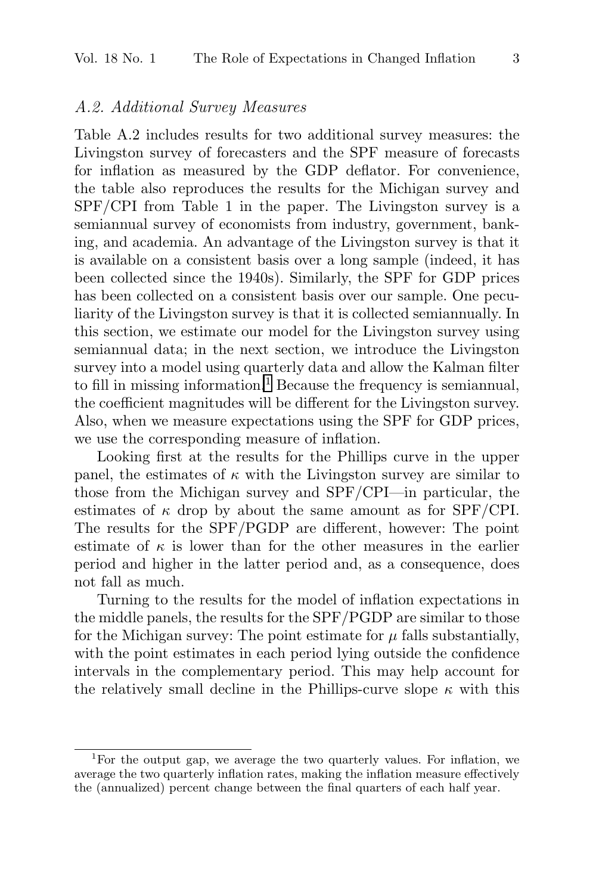### *A.2. Additional Survey Measures*

Table A.2 includes results for two additional survey measures: the Livingston survey of forecasters and the SPF measure of forecasts for inflation as measured by the GDP deflator. For convenience, the table also reproduces the results for the Michigan survey and SPF/CPI from Table 1 in the paper. The Livingston survey is a semiannual survey of economists from industry, government, banking, and academia. An advantage of the Livingston survey is that it is available on a consistent basis over a long sample (indeed, it has been collected since the 1940s). Similarly, the SPF for GDP prices has been collected on a consistent basis over our sample. One peculiarity of the Livingston survey is that it is collected semiannually. In this section, we estimate our model for the Livingston survey using semiannual data; in the next section, we introduce the Livingston survey into a model using quarterly data and allow the Kalman filter to fill in missing information.[1] Because the frequency is semiannual, the coefficient magnitudes will be different for the Livingston survey. Also, when we measure expectations using the SPF for GDP prices, we use the corresponding measure of inflation.

Looking first at the results for the Phillips curve in the upper panel, the estimates of $\kappa$ with the Livingston survey are similar to those from the Michigan survey and SPF/CPI—in particular, the estimates of $\kappa$ drop by about the same amount as for SPF/CPI. The results for the SPF/PGDP are different, however: The point estimate of $\kappa$ is lower than for the other measures in the earlier period and higher in the latter period and, as a consequence, does not fall as much.

Turning to the results for the model of inflation expectations in the middle panels, the results for the SPF/PGDP are similar to those for the Michigan survey: The point estimate for $\mu$ falls substantially, with the point estimates in each period lying outside the confidence intervals in the complementary period. This may help account for the relatively small decline in the Phillips-curve slope $\kappa$ with this

[1] For the output gap, we average the two quarterly values. For inflation, we average the two quarterly inflation rates, making the inflation measure effectively the (annualized) percent change between the final quarters of each half year.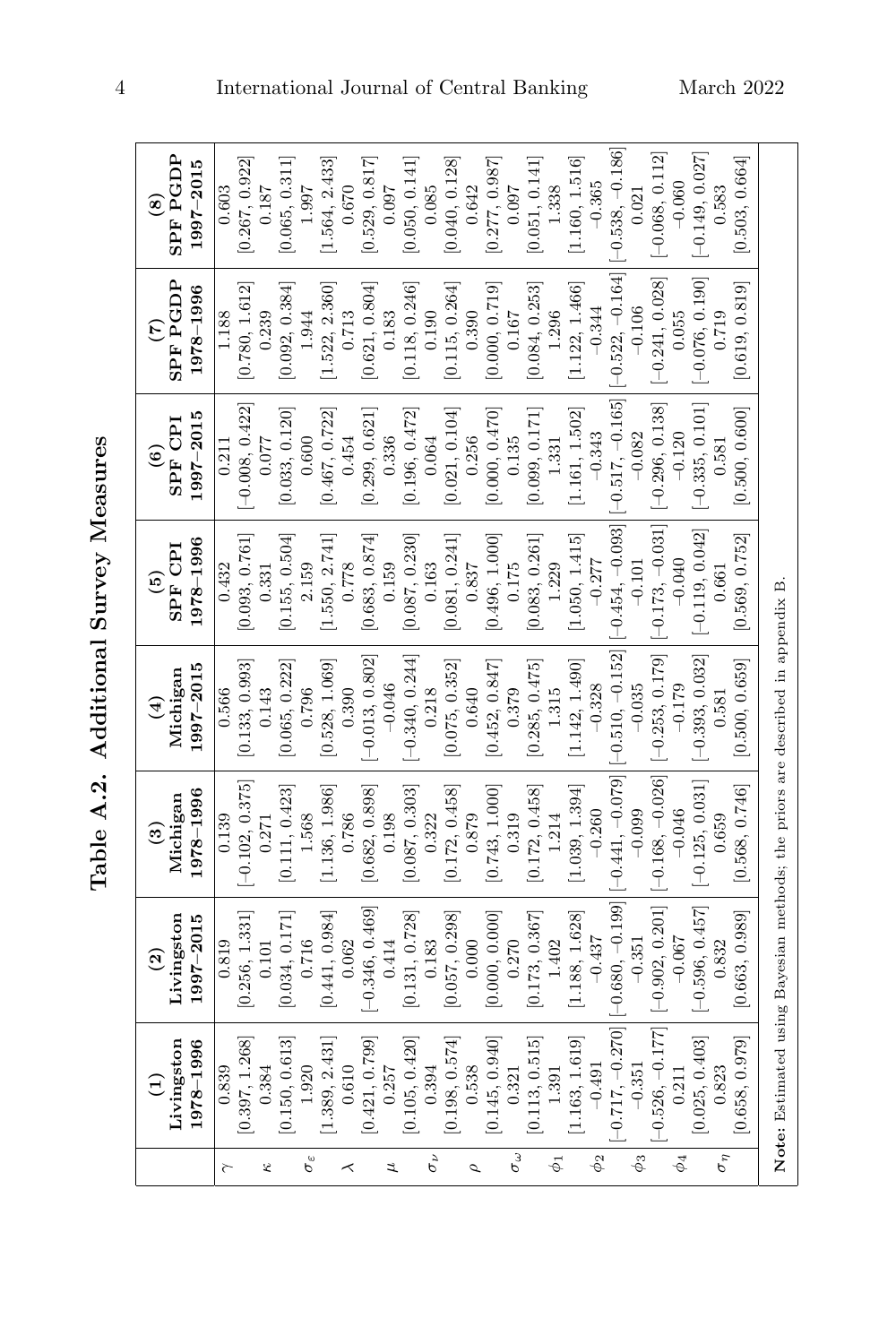# Table A.2. Additional Survey Measures

| | (1) Livingston 1978–1996 | (2) Livingston 1997–2015 | (3) Michigan 1978–1996 | (4) Michigan 1997–2015 | (5) SPF CPI 1978–1996 | (6) SPF CPI 1997–2015 | (7) SPF PGDP 1978–1996 | (8) SPF PGDP 1997–2015 |
|---|---|---|---|---|---|---|---|---|
| $\gamma$ | 0.839 | 0.819 | 0.139 | 0.566 | 0.432 | 0.211 | 1.188 | 0.603 |
| | [0.397, 1.268] | [0.256, 1.331] | [−0.102, 0.375] | [0.133, 0.993] | [0.093, 0.761] | [−0.008, 0.422] | [0.780, 1.612] | [0.267, 0.922] |
| $\kappa$ | 0.384 | 0.101 | 0.271 | 0.143 | 0.331 | 0.077 | 0.239 | 0.187 |
| | [0.150, 0.613] | [0.034, 0.171] | [0.111, 0.423] | [0.065, 0.222] | [0.155, 0.504] | [0.033, 0.120] | [0.092, 0.384] | [0.065, 0.311] |
| $\sigma_\varepsilon$ | 1.920 | 0.716 | 1.568 | 0.796 | 2.159 | 0.600 | 1.944 | 1.997 |
| | [1.389, 2.431] | [0.441, 0.984] | [1.136, 1.986] | [0.528, 1.069] | [1.550, 2.741] | [0.467, 0.722] | [1.522, 2.360] | [1.564, 2.433] |
| $\lambda$ | 0.610 | 0.062 | 0.786 | 0.390 | 0.778 | 0.454 | 0.713 | 0.670 |
| | [0.421, 0.799] | [−0.346, 0.469] | [0.682, 0.898] | [−0.013, 0.802] | [0.683, 0.874] | [0.299, 0.621] | [0.621, 0.804] | [0.529, 0.817] |
| $\mu$ | 0.257 | 0.414 | 0.198 | −0.046 | 0.159 | 0.336 | 0.183 | 0.097 |
| | [0.105, 0.420] | [0.131, 0.728] | [0.087, 0.303] | [−0.340, 0.244] | [0.087, 0.230] | [0.196, 0.472] | [0.118, 0.246] | [0.050, 0.141] |
| $\sigma_\nu$ | 0.394 | 0.183 | 0.322 | 0.218 | 0.163 | 0.064 | 0.190 | 0.085 |
| | [0.198, 0.574] | [0.057, 0.298] | [0.172, 0.458] | [0.075, 0.352] | [0.081, 0.241] | [0.021, 0.104] | [0.115, 0.264] | [0.040, 0.128] |
| $\rho$ | 0.538 | 0.000 | 0.879 | 0.640 | 0.837 | 0.256 | 0.390 | 0.642 |
| | [0.145, 0.940] | [0.000, 0.000] | [0.743, 1.000] | [0.452, 0.847] | [0.496, 1.000] | [0.000, 0.470] | [0.000, 0.719] | [0.277, 0.987] |
| $\sigma_\omega$ | 0.321 | 0.270 | 0.319 | 0.379 | 0.175 | 0.135 | 0.167 | 0.097 |
| | [0.113, 0.515] | [0.173, 0.367] | [0.172, 0.458] | [0.285, 0.475] | [0.083, 0.261] | [0.099, 0.171] | [0.084, 0.253] | [0.051, 0.141] |
| $\phi_1$ | 1.391 | 1.402 | 1.214 | 1.315 | 1.229 | 1.331 | 1.296 | 1.338 |
| | [1.163, 1.619] | [1.188, 1.628] | [1.039, 1.394] | [1.142, 1.490] | [1.050, 1.415] | [1.161, 1.502] | [1.122, 1.466] | [1.160, 1.516] |
| $\phi_2$ | −0.491 | −0.437 | −0.260 | −0.328 | −0.277 | −0.343 | −0.344 | −0.365 |
| | [−0.717, −0.270] | [−0.680, −0.199] | [−0.441, −0.079] | [−0.510, −0.152] | [−0.454, −0.093] | [−0.517, −0.165] | [−0.522, −0.164] | [−0.538, −0.186] |
| $\phi_3$ | −0.351 | −0.351 | −0.099 | −0.035 | −0.101 | −0.082 | −0.106 | 0.021 |
| | [−0.526, −0.177] | [−0.902, 0.201] | [−0.168, −0.026] | [−0.253, 0.179] | [−0.173, −0.031] | [−0.296, 0.138] | [−0.241, 0.028] | [−0.068, 0.112] |
| $\phi_4$ | 0.211 | −0.067 | −0.046 | −0.179 | −0.040 | −0.120 | 0.055 | −0.060 |
| | [0.025, 0.403] | [−0.596, 0.457] | [−0.125, 0.031] | [−0.393, 0.032] | [−0.119, 0.042] | [−0.335, 0.101] | [−0.076, 0.190] | [−0.149, 0.027] |
| $\sigma_\eta$ | 0.823 | 0.832 | 0.659 | 0.581 | 0.661 | 0.581 | 0.719 | 0.583 |
| | [0.658, 0.979] | [0.663, 0.989] | [0.568, 0.746] | [0.500, 0.659] | [0.569, 0.752] | [0.500, 0.600] | [0.619, 0.819] | [0.503, 0.664] |

**Note:** Estimated using Bayesian methods; the priors are described in appendix B.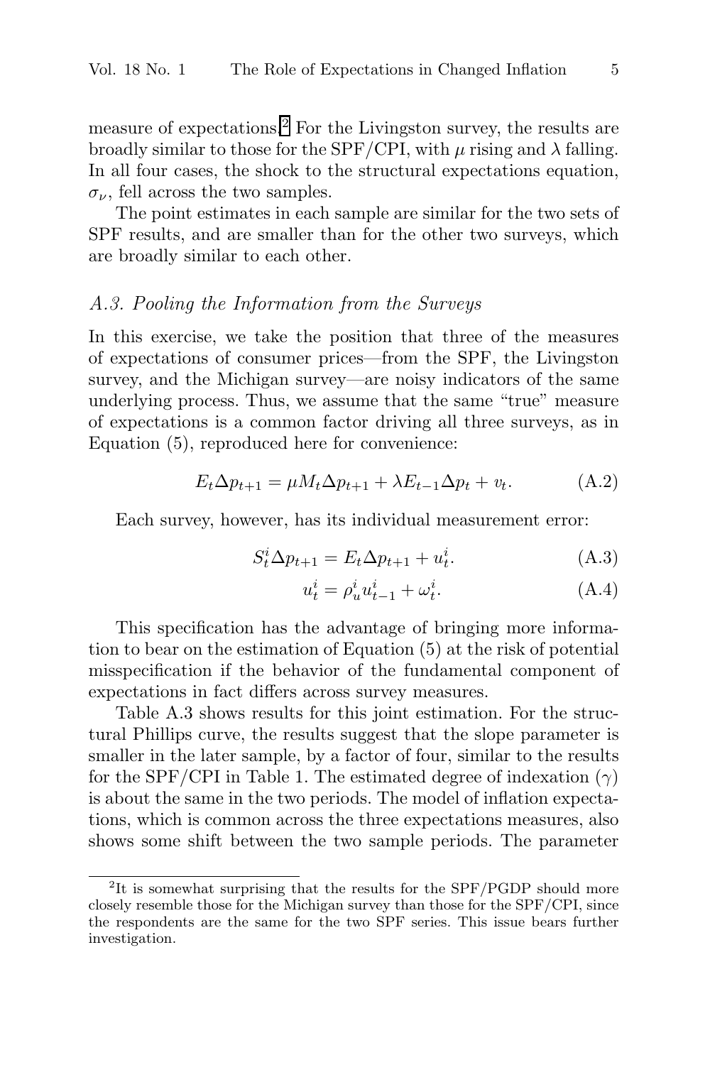measure of expectations.[2] For the Livingston survey, the results are broadly similar to those for the SPF/CPI, with $\mu$ rising and $\lambda$ falling. In all four cases, the shock to the structural expectations equation, $\sigma_\nu$, fell across the two samples.

The point estimates in each sample are similar for the two sets of SPF results, and are smaller than for the other two surveys, which are broadly similar to each other.

### *A.3. Pooling the Information from the Surveys*

In this exercise, we take the position that three of the measures of expectations of consumer prices—from the SPF, the Livingston survey, and the Michigan survey—are noisy indicators of the same underlying process. Thus, we assume that the same "true" measure of expectations is a common factor driving all three surveys, as in Equation (5), reproduced here for convenience:

$$E_t \Delta p_{t+1} = \mu M_t \Delta p_{t+1} + \lambda E_{t-1} \Delta p_t + v_t. \tag{A.2}$$

Each survey, however, has its individual measurement error:

$$S_t^i \Delta p_{t+1} = E_t \Delta p_{t+1} + u_t^i. \tag{A.3}$$

$$u_t^i = \rho_u^i u_{t-1}^i + \omega_t^i. \tag{A.4}$$

This specification has the advantage of bringing more information to bear on the estimation of Equation (5) at the risk of potential misspecification if the behavior of the fundamental component of expectations in fact differs across survey measures.

Table A.3 shows results for this joint estimation. For the structural Phillips curve, the results suggest that the slope parameter is smaller in the later sample, by a factor of four, similar to the results for the SPF/CPI in Table 1. The estimated degree of indexation ($\gamma$) is about the same in the two periods. The model of inflation expectations, which is common across the three expectations measures, also shows some shift between the two sample periods. The parameter

[2] It is somewhat surprising that the results for the SPF/PGDP should more closely resemble those for the Michigan survey than those for the SPF/CPI, since the respondents are the same for the two SPF series. This issue bears further investigation.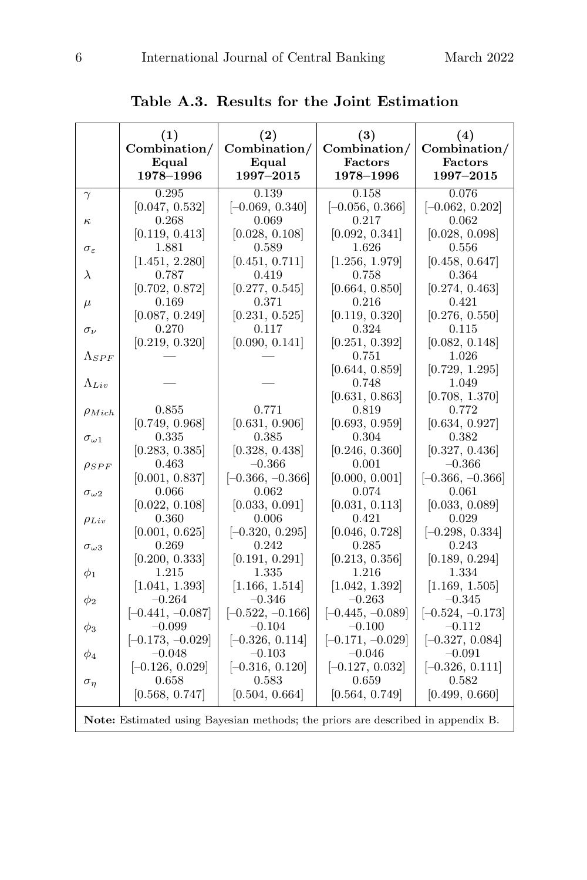**Table A.3. Results for the Joint Estimation**

| | (1) Combination/ Equal 1978–1996 | (2) Combination/ Equal 1997–2015 | (3) Combination/ Factors 1978–1996 | (4) Combination/ Factors 1997–2015 |
|---|---|---|---|---|
| $\gamma$ | 0.295 | 0.139 | 0.158 | 0.076 |
| | [0.047, 0.532] | [–0.069, 0.340] | [–0.056, 0.366] | [–0.062, 0.202] |
| $\kappa$ | 0.268 | 0.069 | 0.217 | 0.062 |
| | [0.119, 0.413] | [0.028, 0.108] | [0.092, 0.341] | [0.028, 0.098] |
| $\sigma_\varepsilon$ | 1.881 | 0.589 | 1.626 | 0.556 |
| | [1.451, 2.280] | [0.451, 0.711] | [1.256, 1.979] | [0.458, 0.647] |
| $\lambda$ | 0.787 | 0.419 | 0.758 | 0.364 |
| | [0.702, 0.872] | [0.277, 0.545] | [0.664, 0.850] | [0.274, 0.463] |
| $\mu$ | 0.169 | 0.371 | 0.216 | 0.421 |
| | [0.087, 0.249] | [0.231, 0.525] | [0.119, 0.320] | [0.276, 0.550] |
| $\sigma_\nu$ | 0.270 | 0.117 | 0.324 | 0.115 |
| | [0.219, 0.320] | [0.090, 0.141] | [0.251, 0.392] | [0.082, 0.148] |
| $\Lambda_{SPF}$ | — | — | 0.751 | 1.026 |
| | | | [0.644, 0.859] | [0.729, 1.295] |
| $\Lambda_{Liv}$ | — | — | 0.748 | 1.049 |
| | | | [0.631, 0.863] | [0.708, 1.370] |
| $\rho_{Mich}$ | 0.855 | 0.771 | 0.819 | 0.772 |
| | [0.749, 0.968] | [0.631, 0.906] | [0.693, 0.959] | [0.634, 0.927] |
| $\sigma_{\omega 1}$ | 0.335 | 0.385 | 0.304 | 0.382 |
| | [0.283, 0.385] | [0.328, 0.438] | [0.246, 0.360] | [0.327, 0.436] |
| $\rho_{SPF}$ | 0.463 | –0.366 | 0.001 | –0.366 |
| | [0.001, 0.837] | [–0.366, –0.366] | [0.000, 0.001] | [–0.366, –0.366] |
| $\sigma_{\omega 2}$ | 0.066 | 0.062 | 0.074 | 0.061 |
| | [0.022, 0.108] | [0.033, 0.091] | [0.031, 0.113] | [0.033, 0.089] |
| $\rho_{Liv}$ | 0.360 | 0.006 | 0.421 | 0.029 |
| | [0.001, 0.625] | [–0.320, 0.295] | [0.046, 0.728] | [–0.298, 0.334] |
| $\sigma_{\omega 3}$ | 0.269 | 0.242 | 0.285 | 0.243 |
| | [0.200, 0.333] | [0.191, 0.291] | [0.213, 0.356] | [0.189, 0.294] |
| $\phi_1$ | 1.215 | 1.335 | 1.216 | 1.334 |
| | [1.041, 1.393] | [1.166, 1.514] | [1.042, 1.392] | [1.169, 1.505] |
| $\phi_2$ | –0.264 | –0.346 | –0.263 | –0.345 |
| | [–0.441, –0.087] | [–0.522, –0.166] | [–0.445, –0.089] | [–0.524, –0.173] |
| $\phi_3$ | –0.099 | –0.104 | –0.100 | –0.112 |
| | [–0.173, –0.029] | [–0.326, 0.114] | [–0.171, –0.029] | [–0.327, 0.084] |
| $\phi_4$ | –0.048 | –0.103 | –0.046 | –0.091 |
| | [–0.126, 0.029] | [–0.316, 0.120] | [–0.127, 0.032] | [–0.326, 0.111] |
| $\sigma_\eta$ | 0.658 | 0.583 | 0.659 | 0.582 |
| | [0.568, 0.747] | [0.504, 0.664] | [0.564, 0.749] | [0.499, 0.660] |

**Note:** Estimated using Bayesian methods; the priors are described in appendix B.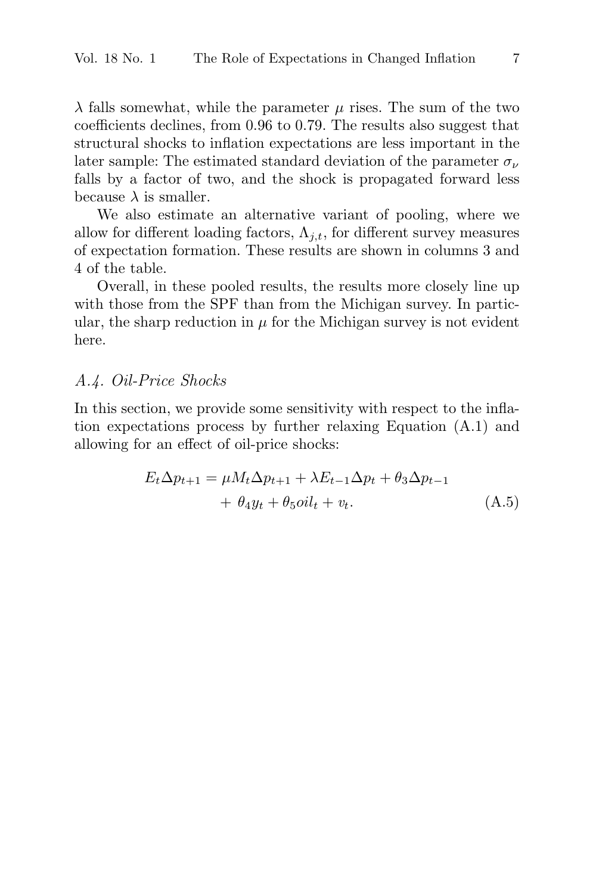$\lambda$ falls somewhat, while the parameter $\mu$ rises. The sum of the two coefficients declines, from 0.96 to 0.79. The results also suggest that structural shocks to inflation expectations are less important in the later sample: The estimated standard deviation of the parameter $\sigma_\nu$ falls by a factor of two, and the shock is propagated forward less because $\lambda$ is smaller.

We also estimate an alternative variant of pooling, where we allow for different loading factors, $\Lambda_{j,t}$, for different survey measures of expectation formation. These results are shown in columns 3 and 4 of the table.

Overall, in these pooled results, the results more closely line up with those from the SPF than from the Michigan survey. In particular, the sharp reduction in $\mu$ for the Michigan survey is not evident here.

### *A.4. Oil-Price Shocks*

In this section, we provide some sensitivity with respect to the inflation expectations process by further relaxing Equation (A.1) and allowing for an effect of oil-price shocks:

$$
\begin{aligned}
E_t \Delta p_{t+1} = \mu M_t \Delta p_{t+1} + \lambda E_{t-1} \Delta p_t + \theta_3 \Delta p_{t-1} \\
+ \; \theta_4 y_t + \theta_5 oil_t + v_t.
\end{aligned} \tag{A.5}
$$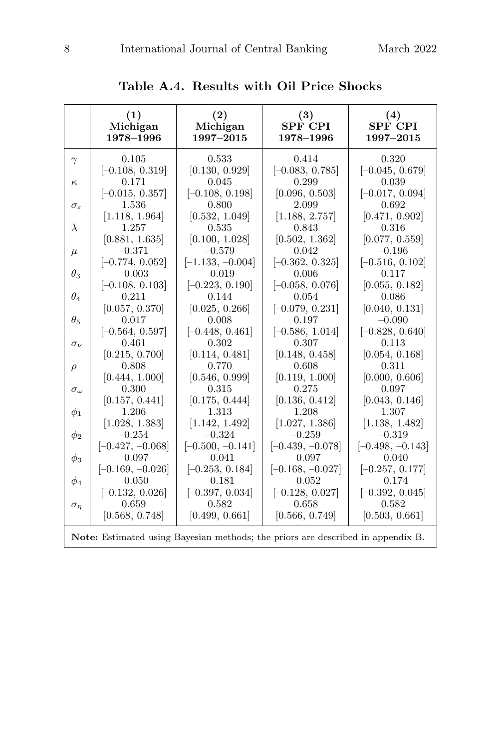**Table A.4. Results with Oil Price Shocks**

| | (1) Michigan 1978–1996 | (2) Michigan 1997–2015 | (3) SPF CPI 1978–1996 | (4) SPF CPI 1997–2015 |
|---|---|---|---|---|
| $\gamma$ | 0.105 | 0.533 | 0.414 | 0.320 |
| | [–0.108, 0.319] | [0.130, 0.929] | [–0.083, 0.785] | [–0.045, 0.679] |
| $\kappa$ | 0.171 | 0.045 | 0.299 | 0.039 |
| | [–0.015, 0.357] | [–0.108, 0.198] | [0.096, 0.503] | [–0.017, 0.094] |
| $\sigma_\varepsilon$ | 1.536 | 0.800 | 2.099 | 0.692 |
| | [1.118, 1.964] | [0.532, 1.049] | [1.188, 2.757] | [0.471, 0.902] |
| $\lambda$ | 1.257 | 0.535 | 0.843 | 0.316 |
| | [0.881, 1.635] | [0.100, 1.028] | [0.502, 1.362] | [0.077, 0.559] |
| $\mu$ | –0.371 | –0.579 | 0.042 | –0.196 |
| | [–0.774, 0.052] | [–1.133, –0.004] | [–0.362, 0.325] | [–0.516, 0.102] |
| $\theta_3$ | –0.003 | –0.019 | 0.006 | 0.117 |
| | [–0.108, 0.103] | [–0.223, 0.190] | [–0.058, 0.076] | [0.055, 0.182] |
| $\theta_4$ | 0.211 | 0.144 | 0.054 | 0.086 |
| | [0.057, 0.370] | [0.025, 0.266] | [–0.079, 0.231] | [0.040, 0.131] |
| $\theta_5$ | 0.017 | 0.008 | 0.197 | –0.090 |
| | [–0.564, 0.597] | [–0.448, 0.461] | [–0.586, 1.014] | [–0.828, 0.640] |
| $\sigma_\nu$ | 0.461 | 0.302 | 0.307 | 0.113 |
| | [0.215, 0.700] | [0.114, 0.481] | [0.148, 0.458] | [0.054, 0.168] |
| $\rho$ | 0.808 | 0.770 | 0.608 | 0.311 |
| | [0.444, 1.000] | [0.546, 0.999] | [0.119, 1.000] | [0.000, 0.606] |
| $\sigma_\omega$ | 0.300 | 0.315 | 0.275 | 0.097 |
| | [0.157, 0.441] | [0.175, 0.444] | [0.136, 0.412] | [0.043, 0.146] |
| $\phi_1$ | 1.206 | 1.313 | 1.208 | 1.307 |
| | [1.028, 1.383] | [1.142, 1.492] | [1.027, 1.386] | [1.138, 1.482] |
| $\phi_2$ | –0.254 | –0.324 | –0.259 | –0.319 |
| | [–0.427, –0.068] | [–0.500, –0.141] | [–0.439, –0.078] | [–0.498, –0.143] |
| $\phi_3$ | –0.097 | –0.041 | –0.097 | –0.040 |
| | [–0.169, –0.026] | [–0.253, 0.184] | [–0.168, –0.027] | [–0.257, 0.177] |
| $\phi_4$ | –0.050 | –0.181 | –0.052 | –0.174 |
| | [–0.132, 0.026] | [–0.397, 0.034] | [–0.128, 0.027] | [–0.392, 0.045] |
| $\sigma_\eta$ | 0.659 | 0.582 | 0.658 | 0.582 |
| | [0.568, 0.748] | [0.499, 0.661] | [0.566, 0.749] | [0.503, 0.661] |

**Note:** Estimated using Bayesian methods; the priors are described in appendix B.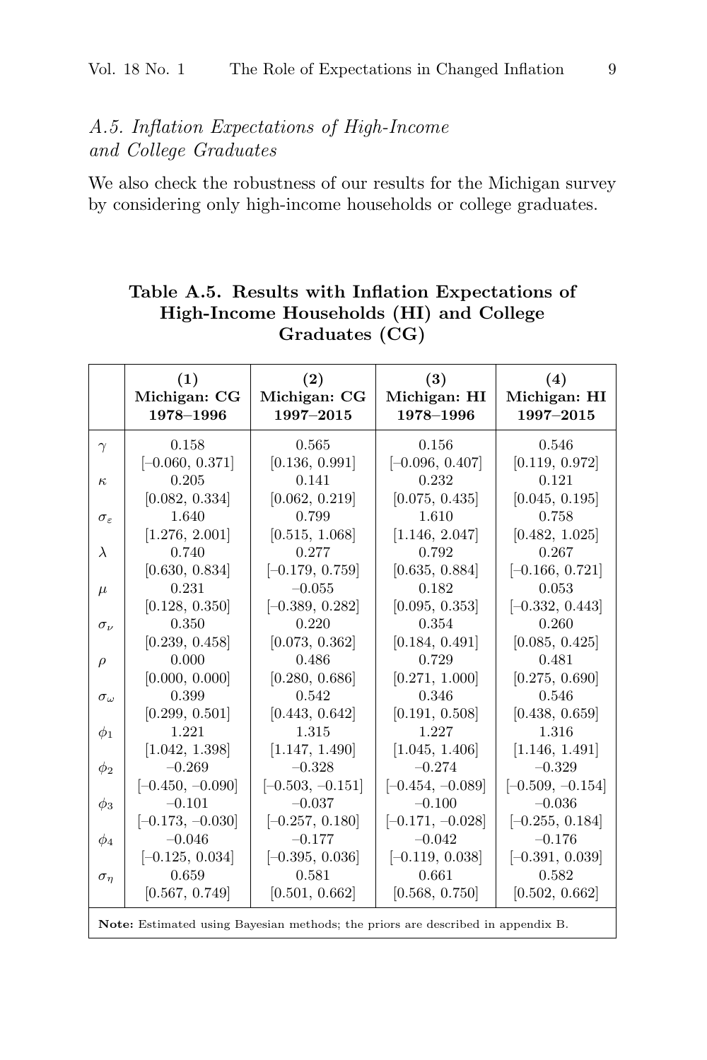### A.5. Inflation Expectations of High-Income and College Graduates

We also check the robustness of our results for the Michigan survey by considering only high-income households or college graduates.

**Table A.5. Results with Inflation Expectations of High-Income Households (HI) and College Graduates (CG)**

| | **(1) Michigan: CG 1978–1996** | **(2) Michigan: CG 1997–2015** | **(3) Michigan: HI 1978–1996** | **(4) Michigan: HI 1997–2015** |
|---|---|---|---|---|
| $\gamma$ | 0.158 | 0.565 | 0.156 | 0.546 |
| | [–0.060, 0.371] | [0.136, 0.991] | [–0.096, 0.407] | [0.119, 0.972] |
| $\kappa$ | 0.205 | 0.141 | 0.232 | 0.121 |
| | [0.082, 0.334] | [0.062, 0.219] | [0.075, 0.435] | [0.045, 0.195] |
| $\sigma_\varepsilon$ | 1.640 | 0.799 | 1.610 | 0.758 |
| | [1.276, 2.001] | [0.515, 1.068] | [1.146, 2.047] | [0.482, 1.025] |
| $\lambda$ | 0.740 | 0.277 | 0.792 | 0.267 |
| | [0.630, 0.834] | [–0.179, 0.759] | [0.635, 0.884] | [–0.166, 0.721] |
| $\mu$ | 0.231 | –0.055 | 0.182 | 0.053 |
| | [0.128, 0.350] | [–0.389, 0.282] | [0.095, 0.353] | [–0.332, 0.443] |
| $\sigma_\nu$ | 0.350 | 0.220 | 0.354 | 0.260 |
| | [0.239, 0.458] | [0.073, 0.362] | [0.184, 0.491] | [0.085, 0.425] |
| $\rho$ | 0.000 | 0.486 | 0.729 | 0.481 |
| | [0.000, 0.000] | [0.280, 0.686] | [0.271, 1.000] | [0.275, 0.690] |
| $\sigma_\omega$ | 0.399 | 0.542 | 0.346 | 0.546 |
| | [0.299, 0.501] | [0.443, 0.642] | [0.191, 0.508] | [0.438, 0.659] |
| $\phi_1$ | 1.221 | 1.315 | 1.227 | 1.316 |
| | [1.042, 1.398] | [1.147, 1.490] | [1.045, 1.406] | [1.146, 1.491] |
| $\phi_2$ | –0.269 | –0.328 | –0.274 | –0.329 |
| | [–0.450, –0.090] | [–0.503, –0.151] | [–0.454, –0.089] | [–0.509, –0.154] |
| $\phi_3$ | –0.101 | –0.037 | –0.100 | –0.036 |
| | [–0.173, –0.030] | [–0.257, 0.180] | [–0.171, –0.028] | [–0.255, 0.184] |
| $\phi_4$ | –0.046 | –0.177 | –0.042 | –0.176 |
| | [–0.125, 0.034] | [–0.395, 0.036] | [–0.119, 0.038] | [–0.391, 0.039] |
| $\sigma_\eta$ | 0.659 | 0.581 | 0.661 | 0.582 |
| | [0.567, 0.749] | [0.501, 0.662] | [0.568, 0.750] | [0.502, 0.662] |

**Note:** Estimated using Bayesian methods; the priors are described in appendix B.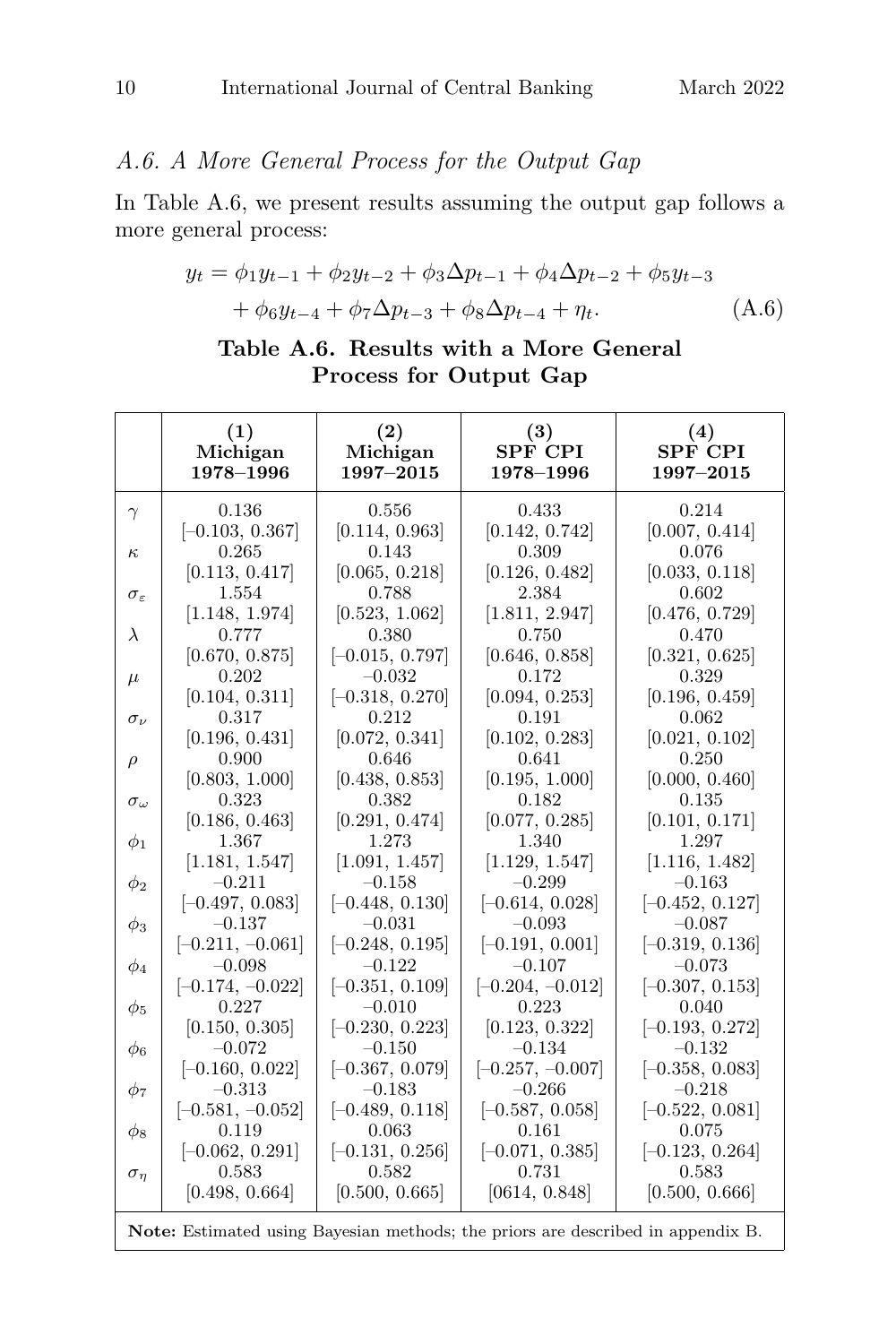### A.6. A More General Process for the Output Gap

In Table A.6, we present results assuming the output gap follows a more general process:

$$y_t = \phi_1 y_{t-1} + \phi_2 y_{t-2} + \phi_3 \Delta p_{t-1} + \phi_4 \Delta p_{t-2} + \phi_5 y_{t-3} + \phi_6 y_{t-4} + \phi_7 \Delta p_{t-3} + \phi_8 \Delta p_{t-4} + \eta_t. \tag{A.6}$$

**Table A.6. Results with a More General Process for Output Gap**

| | (1) Michigan 1978–1996 | (2) Michigan 1997–2015 | (3) SPF CPI 1978–1996 | (4) SPF CPI 1997–2015 |
|---|---|---|---|---|
| $\gamma$ | 0.136 | 0.556 | 0.433 | 0.214 |
| | [–0.103, 0.367] | [0.114, 0.963] | [0.142, 0.742] | [0.007, 0.414] |
| $\kappa$ | 0.265 | 0.143 | 0.309 | 0.076 |
| | [0.113, 0.417] | [0.065, 0.218] | [0.126, 0.482] | [0.033, 0.118] |
| $\sigma_\varepsilon$ | 1.554 | 0.788 | 2.384 | 0.602 |
| | [1.148, 1.974] | [0.523, 1.062] | [1.811, 2.947] | [0.476, 0.729] |
| $\lambda$ | 0.777 | 0.380 | 0.750 | 0.470 |
| | [0.670, 0.875] | [–0.015, 0.797] | [0.646, 0.858] | [0.321, 0.625] |
| $\mu$ | 0.202 | –0.032 | 0.172 | 0.329 |
| | [0.104, 0.311] | [–0.318, 0.270] | [0.094, 0.253] | [0.196, 0.459] |
| $\sigma_\nu$ | 0.317 | 0.212 | 0.191 | 0.062 |
| | [0.196, 0.431] | [0.072, 0.341] | [0.102, 0.283] | [0.021, 0.102] |
| $\rho$ | 0.900 | 0.646 | 0.641 | 0.250 |
| | [0.803, 1.000] | [0.438, 0.853] | [0.195, 1.000] | [0.000, 0.460] |
| $\sigma_\omega$ | 0.323 | 0.382 | 0.182 | 0.135 |
| | [0.186, 0.463] | [0.291, 0.474] | [0.077, 0.285] | [0.101, 0.171] |
| $\phi_1$ | 1.367 | 1.273 | 1.340 | 1.297 |
| | [1.181, 1.547] | [1.091, 1.457] | [1.129, 1.547] | [1.116, 1.482] |
| $\phi_2$ | –0.211 | –0.158 | –0.299 | –0.163 |
| | [–0.497, 0.083] | [–0.448, 0.130] | [–0.614, 0.028] | [–0.452, 0.127] |
| $\phi_3$ | –0.137 | –0.031 | –0.093 | –0.087 |
| | [–0.211, –0.061] | [–0.248, 0.195] | [–0.191, 0.001] | [–0.319, 0.136] |
| $\phi_4$ | –0.098 | –0.122 | –0.107 | –0.073 |
| | [–0.174, –0.022] | [–0.351, 0.109] | [–0.204, –0.012] | [–0.307, 0.153] |
| $\phi_5$ | 0.227 | –0.010 | 0.223 | 0.040 |
| | [0.150, 0.305] | [–0.230, 0.223] | [0.123, 0.322] | [–0.193, 0.272] |
| $\phi_6$ | –0.072 | –0.150 | –0.134 | –0.132 |
| | [–0.160, 0.022] | [–0.367, 0.079] | [–0.257, –0.007] | [–0.358, 0.083] |
| $\phi_7$ | –0.313 | –0.183 | –0.266 | –0.218 |
| | [–0.581, –0.052] | [–0.489, 0.118] | [–0.587, 0.058] | [–0.522, 0.081] |
| $\phi_8$ | 0.119 | 0.063 | 0.161 | 0.075 |
| | [–0.062, 0.291] | [–0.131, 0.256] | [–0.071, 0.385] | [–0.123, 0.264] |
| $\sigma_\eta$ | 0.583 | 0.582 | 0.731 | 0.583 |
| | [0.498, 0.664] | [0.500, 0.665] | [0614, 0.848] | [0.500, 0.666] |

**Note:** Estimated using Bayesian methods; the priors are described in appendix B.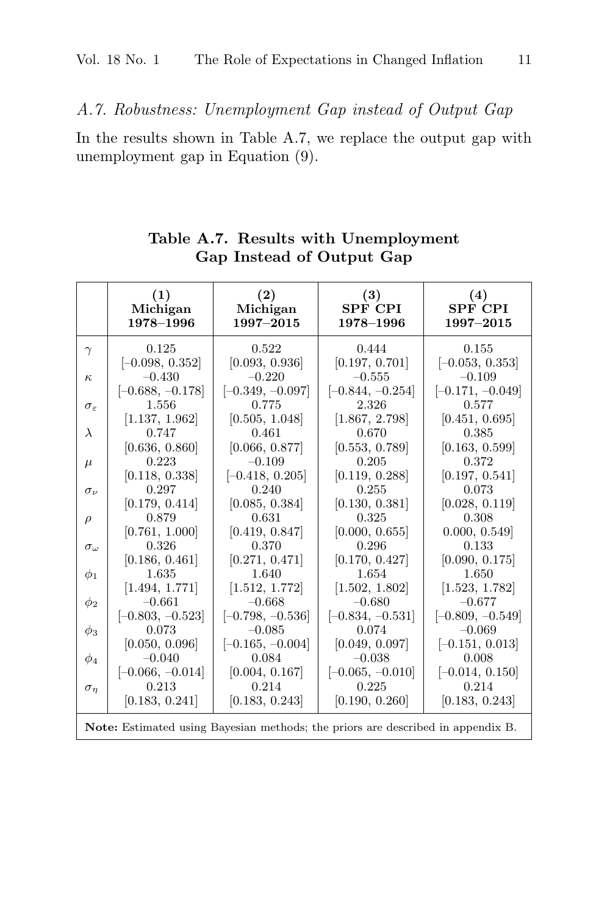### A.7. Robustness: Unemployment Gap instead of Output Gap

In the results shown in Table A.7, we replace the output gap with unemployment gap in Equation (9).

**Table A.7. Results with Unemployment Gap Instead of Output Gap**

| | (1) Michigan 1978–1996 | (2) Michigan 1997–2015 | (3) SPF CPI 1978–1996 | (4) SPF CPI 1997–2015 |
|---|---|---|---|---|
| $\gamma$ | 0.125 | 0.522 | 0.444 | 0.155 |
| | [–0.098, 0.352] | [0.093, 0.936] | [0.197, 0.701] | [–0.053, 0.353] |
| $\kappa$ | –0.430 | –0.220 | –0.555 | –0.109 |
| | [–0.688, –0.178] | [–0.349, –0.097] | [–0.844, –0.254] | [–0.171, –0.049] |
| $\sigma_\varepsilon$ | 1.556 | 0.775 | 2.326 | 0.577 |
| | [1.137, 1.962] | [0.505, 1.048] | [1.867, 2.798] | [0.451, 0.695] |
| $\lambda$ | 0.747 | 0.461 | 0.670 | 0.385 |
| | [0.636, 0.860] | [0.066, 0.877] | [0.553, 0.789] | [0.163, 0.599] |
| $\mu$ | 0.223 | –0.109 | 0.205 | 0.372 |
| | [0.118, 0.338] | [–0.418, 0.205] | [0.119, 0.288] | [0.197, 0.541] |
| $\sigma_\nu$ | 0.297 | 0.240 | 0.255 | 0.073 |
| | [0.179, 0.414] | [0.085, 0.384] | [0.130, 0.381] | [0.028, 0.119] |
| $\rho$ | 0.879 | 0.631 | 0.325 | 0.308 |
| | [0.761, 1.000] | [0.419, 0.847] | [0.000, 0.655] | 0.000, 0.549] |
| $\sigma_\omega$ | 0.326 | 0.370 | 0.296 | 0.133 |
| | [0.186, 0.461] | [0.271, 0.471] | [0.170, 0.427] | [0.090, 0.175] |
| $\phi_1$ | 1.635 | 1.640 | 1.654 | 1.650 |
| | [1.494, 1.771] | [1.512, 1.772] | [1.502, 1.802] | [1.523, 1.782] |
| $\phi_2$ | –0.661 | –0.668 | –0.680 | –0.677 |
| | [–0.803, –0.523] | [–0.798, –0.536] | [–0.834, –0.531] | [–0.809, –0.549] |
| $\phi_3$ | 0.073 | –0.085 | 0.074 | –0.069 |
| | [0.050, 0.096] | [–0.165, –0.004] | [0.049, 0.097] | [–0.151, 0.013] |
| $\phi_4$ | –0.040 | 0.084 | –0.038 | 0.008 |
| | [–0.066, –0.014] | [0.004, 0.167] | [–0.065, –0.010] | [–0.014, 0.150] |
| $\sigma_\eta$ | 0.213 | 0.214 | 0.225 | 0.214 |
| | [0.183, 0.241] | [0.183, 0.243] | [0.190, 0.260] | [0.183, 0.243] |

**Note:** Estimated using Bayesian methods; the priors are described in appendix B.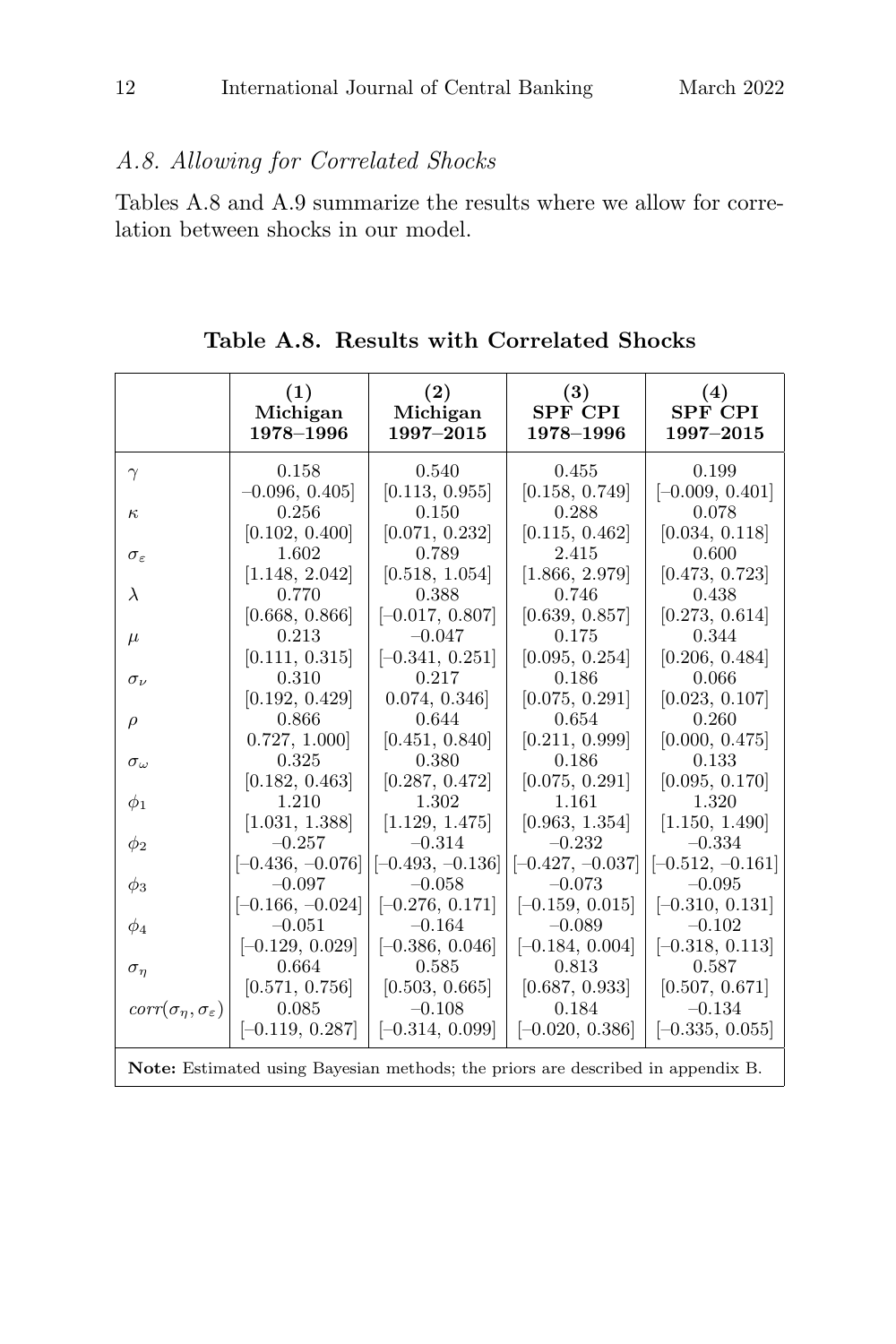### A.8. Allowing for Correlated Shocks

Tables A.8 and A.9 summarize the results where we allow for correlation between shocks in our model.

**Table A.8. Results with Correlated Shocks**

| | (1) Michigan 1978–1996 | (2) Michigan 1997–2015 | (3) SPF CPI 1978–1996 | (4) SPF CPI 1997–2015 |
|---|---|---|---|---|
| $\gamma$ | 0.158 | 0.540 | 0.455 | 0.199 |
| | –0.096, 0.405] | [0.113, 0.955] | [0.158, 0.749] | [–0.009, 0.401] |
| $\kappa$ | 0.256 | 0.150 | 0.288 | 0.078 |
| | [0.102, 0.400] | [0.071, 0.232] | [0.115, 0.462] | [0.034, 0.118] |
| $\sigma_\varepsilon$ | 1.602 | 0.789 | 2.415 | 0.600 |
| | [1.148, 2.042] | [0.518, 1.054] | [1.866, 2.979] | [0.473, 0.723] |
| $\lambda$ | 0.770 | 0.388 | 0.746 | 0.438 |
| | [0.668, 0.866] | [–0.017, 0.807] | [0.639, 0.857] | [0.273, 0.614] |
| $\mu$ | 0.213 | –0.047 | 0.175 | 0.344 |
| | [0.111, 0.315] | [–0.341, 0.251] | [0.095, 0.254] | [0.206, 0.484] |
| $\sigma_\nu$ | 0.310 | 0.217 | 0.186 | 0.066 |
| | [0.192, 0.429] | 0.074, 0.346] | [0.075, 0.291] | [0.023, 0.107] |
| $\rho$ | 0.866 | 0.644 | 0.654 | 0.260 |
| | 0.727, 1.000] | [0.451, 0.840] | [0.211, 0.999] | [0.000, 0.475] |
| $\sigma_\omega$ | 0.325 | 0.380 | 0.186 | 0.133 |
| | [0.182, 0.463] | [0.287, 0.472] | [0.075, 0.291] | [0.095, 0.170] |
| $\phi_1$ | 1.210 | 1.302 | 1.161 | 1.320 |
| | [1.031, 1.388] | [1.129, 1.475] | [0.963, 1.354] | [1.150, 1.490] |
| $\phi_2$ | –0.257 | –0.314 | –0.232 | –0.334 |
| | [–0.436, –0.076] | [–0.493, –0.136] | [–0.427, –0.037] | [–0.512, –0.161] |
| $\phi_3$ | –0.097 | –0.058 | –0.073 | –0.095 |
| | [–0.166, –0.024] | [–0.276, 0.171] | [–0.159, 0.015] | [–0.310, 0.131] |
| $\phi_4$ | –0.051 | –0.164 | –0.089 | –0.102 |
| | [–0.129, 0.029] | [–0.386, 0.046] | [–0.184, 0.004] | [–0.318, 0.113] |
| $\sigma_\eta$ | 0.664 | 0.585 | 0.813 | 0.587 |
| | [0.571, 0.756] | [0.503, 0.665] | [0.687, 0.933] | [0.507, 0.671] |
| $corr(\sigma_\eta, \sigma_\varepsilon)$ | 0.085 | –0.108 | 0.184 | –0.134 |
| | [–0.119, 0.287] | [–0.314, 0.099] | [–0.020, 0.386] | [–0.335, 0.055] |

**Note:** Estimated using Bayesian methods; the priors are described in appendix B.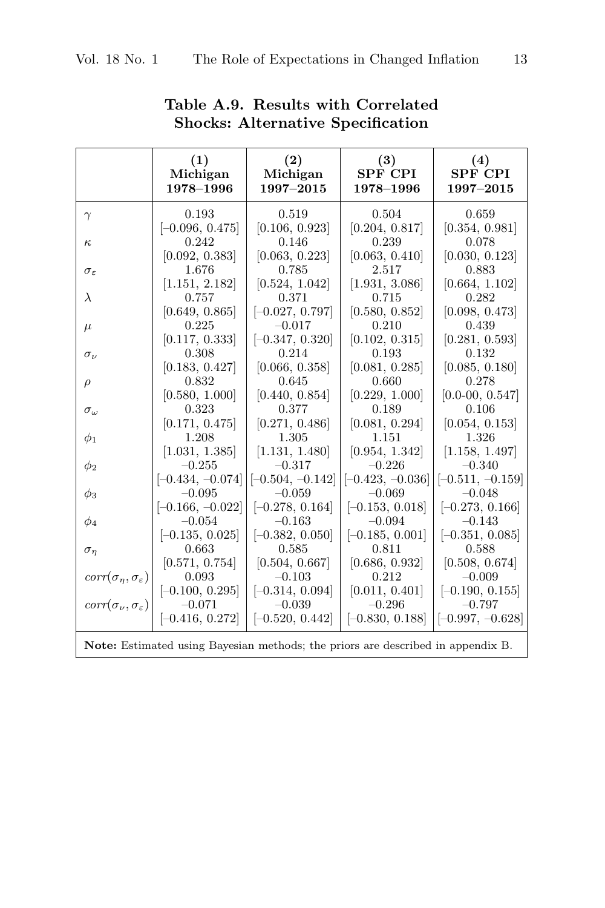**Table A.9. Results with Correlated Shocks: Alternative Specification**

| | (1) Michigan 1978–1996 | (2) Michigan 1997–2015 | (3) SPF CPI 1978–1996 | (4) SPF CPI 1997–2015 |
|---|---|---|---|---|
| $\gamma$ | 0.193 | 0.519 | 0.504 | 0.659 |
| | [–0.096, 0.475] | [0.106, 0.923] | [0.204, 0.817] | [0.354, 0.981] |
| $\kappa$ | 0.242 | 0.146 | 0.239 | 0.078 |
| | [0.092, 0.383] | [0.063, 0.223] | [0.063, 0.410] | [0.030, 0.123] |
| $\sigma_\varepsilon$ | 1.676 | 0.785 | 2.517 | 0.883 |
| | [1.151, 2.182] | [0.524, 1.042] | [1.931, 3.086] | [0.664, 1.102] |
| $\lambda$ | 0.757 | 0.371 | 0.715 | 0.282 |
| | [0.649, 0.865] | [–0.027, 0.797] | [0.580, 0.852] | [0.098, 0.473] |
| $\mu$ | 0.225 | –0.017 | 0.210 | 0.439 |
| | [0.117, 0.333] | [–0.347, 0.320] | [0.102, 0.315] | [0.281, 0.593] |
| $\sigma_\nu$ | 0.308 | 0.214 | 0.193 | 0.132 |
| | [0.183, 0.427] | [0.066, 0.358] | [0.081, 0.285] | [0.085, 0.180] |
| $\rho$ | 0.832 | 0.645 | 0.660 | 0.278 |
| | [0.580, 1.000] | [0.440, 0.854] | [0.229, 1.000] | [0.0-00, 0.547] |
| $\sigma_\omega$ | 0.323 | 0.377 | 0.189 | 0.106 |
| | [0.171, 0.475] | [0.271, 0.486] | [0.081, 0.294] | [0.054, 0.153] |
| $\phi_1$ | 1.208 | 1.305 | 1.151 | 1.326 |
| | [1.031, 1.385] | [1.131, 1.480] | [0.954, 1.342] | [1.158, 1.497] |
| $\phi_2$ | –0.255 | –0.317 | –0.226 | –0.340 |
| | [–0.434, –0.074] | [–0.504, –0.142] | [–0.423, –0.036] | [–0.511, –0.159] |
| $\phi_3$ | –0.095 | –0.059 | –0.069 | –0.048 |
| | [–0.166, –0.022] | [–0.278, 0.164] | [–0.153, 0.018] | [–0.273, 0.166] |
| $\phi_4$ | –0.054 | –0.163 | –0.094 | –0.143 |
| | [–0.135, 0.025] | [–0.382, 0.050] | [–0.185, 0.001] | [–0.351, 0.085] |
| $\sigma_\eta$ | 0.663 | 0.585 | 0.811 | 0.588 |
| | [0.571, 0.754] | [0.504, 0.667] | [0.686, 0.932] | [0.508, 0.674] |
| $corr(\sigma_\eta, \sigma_\varepsilon)$ | 0.093 | –0.103 | 0.212 | –0.009 |
| | [–0.100, 0.295] | [–0.314, 0.094] | [0.011, 0.401] | [–0.190, 0.155] |
| $corr(\sigma_\nu, \sigma_\varepsilon)$ | –0.071 | –0.039 | –0.296 | –0.797 |
| | [–0.416, 0.272] | [–0.520, 0.442] | [–0.830, 0.188] | [–0.997, –0.628] |

**Note:** Estimated using Bayesian methods; the priors are described in appendix B.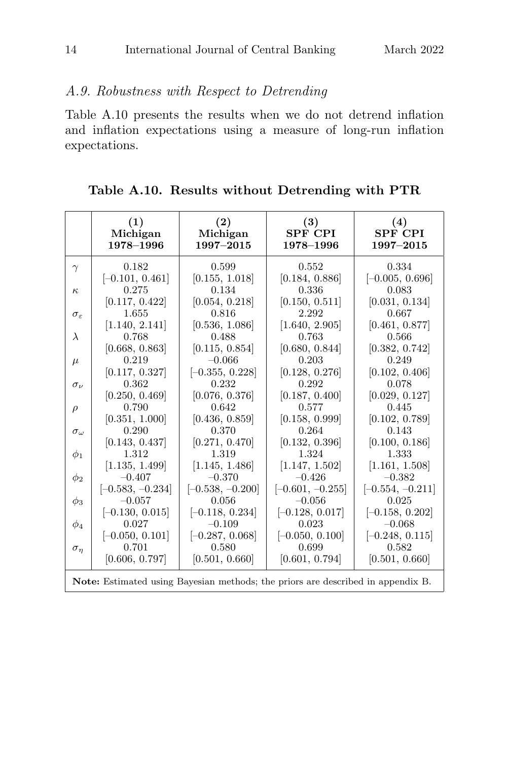### *A.9. Robustness with Respect to Detrending*

Table A.10 presents the results when we do not detrend inflation and inflation expectations using a measure of long-run inflation expectations.

**Table A.10. Results without Detrending with PTR**

| | (1) Michigan 1978–1996 | (2) Michigan 1997–2015 | (3) SPF CPI 1978–1996 | (4) SPF CPI 1997–2015 |
|---|---|---|---|---|
| $\gamma$ | 0.182 | 0.599 | 0.552 | 0.334 |
| | [–0.101, 0.461] | [0.155, 1.018] | [0.184, 0.886] | [–0.005, 0.696] |
| $\kappa$ | 0.275 | 0.134 | 0.336 | 0.083 |
| | [0.117, 0.422] | [0.054, 0.218] | [0.150, 0.511] | [0.031, 0.134] |
| $\sigma_\varepsilon$ | 1.655 | 0.816 | 2.292 | 0.667 |
| | [1.140, 2.141] | [0.536, 1.086] | [1.640, 2.905] | [0.461, 0.877] |
| $\lambda$ | 0.768 | 0.488 | 0.763 | 0.566 |
| | [0.668, 0.863] | [0.115, 0.854] | [0.680, 0.844] | [0.382, 0.742] |
| $\mu$ | 0.219 | –0.066 | 0.203 | 0.249 |
| | [0.117, 0.327] | [–0.355, 0.228] | [0.128, 0.276] | [0.102, 0.406] |
| $\sigma_\nu$ | 0.362 | 0.232 | 0.292 | 0.078 |
| | [0.250, 0.469] | [0.076, 0.376] | [0.187, 0.400] | [0.029, 0.127] |
| $\rho$ | 0.790 | 0.642 | 0.577 | 0.445 |
| | [0.351, 1.000] | [0.436, 0.859] | [0.158, 0.999] | [0.102, 0.789] |
| $\sigma_\omega$ | 0.290 | 0.370 | 0.264 | 0.143 |
| | [0.143, 0.437] | [0.271, 0.470] | [0.132, 0.396] | [0.100, 0.186] |
| $\phi_1$ | 1.312 | 1.319 | 1.324 | 1.333 |
| | [1.135, 1.499] | [1.145, 1.486] | [1.147, 1.502] | [1.161, 1.508] |
| $\phi_2$ | –0.407 | –0.370 | –0.426 | –0.382 |
| | [–0.583, –0.234] | [–0.538, –0.200] | [–0.601, –0.255] | [–0.554, –0.211] |
| $\phi_3$ | –0.057 | 0.056 | –0.056 | 0.025 |
| | [–0.130, 0.015] | [–0.118, 0.234] | [–0.128, 0.017] | [–0.158, 0.202] |
| $\phi_4$ | 0.027 | –0.109 | 0.023 | –0.068 |
| | [–0.050, 0.101] | [–0.287, 0.068] | [–0.050, 0.100] | [–0.248, 0.115] |
| $\sigma_\eta$ | 0.701 | 0.580 | 0.699 | 0.582 |
| | [0.606, 0.797] | [0.501, 0.660] | [0.601, 0.794] | [0.501, 0.660] |

**Note:** Estimated using Bayesian methods; the priors are described in appendix B.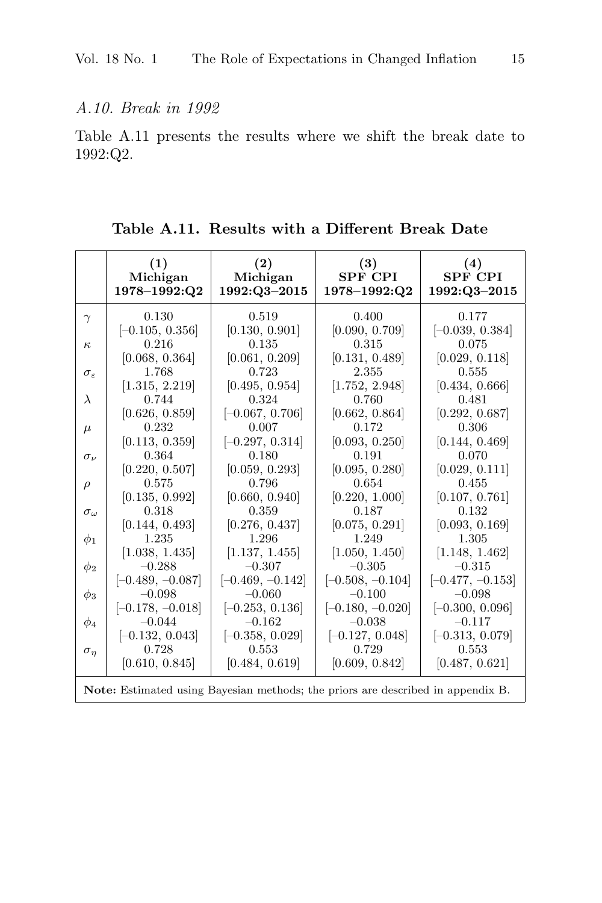### A.10. Break in 1992

Table A.11 presents the results where we shift the break date to 1992:Q2.

**Table A.11. Results with a Different Break Date**

| | (1) Michigan 1978–1992:Q2 | (2) Michigan 1992:Q3–2015 | (3) SPF CPI 1978–1992:Q2 | (4) SPF CPI 1992:Q3–2015 |
|---|---|---|---|---|
| $\gamma$ | 0.130 | 0.519 | 0.400 | 0.177 |
| | [–0.105, 0.356] | [0.130, 0.901] | [0.090, 0.709] | [–0.039, 0.384] |
| $\kappa$ | 0.216 | 0.135 | 0.315 | 0.075 |
| | [0.068, 0.364] | [0.061, 0.209] | [0.131, 0.489] | [0.029, 0.118] |
| $\sigma_\varepsilon$ | 1.768 | 0.723 | 2.355 | 0.555 |
| | [1.315, 2.219] | [0.495, 0.954] | [1.752, 2.948] | [0.434, 0.666] |
| $\lambda$ | 0.744 | 0.324 | 0.760 | 0.481 |
| | [0.626, 0.859] | [–0.067, 0.706] | [0.662, 0.864] | [0.292, 0.687] |
| $\mu$ | 0.232 | 0.007 | 0.172 | 0.306 |
| | [0.113, 0.359] | [–0.297, 0.314] | [0.093, 0.250] | [0.144, 0.469] |
| $\sigma_\nu$ | 0.364 | 0.180 | 0.191 | 0.070 |
| | [0.220, 0.507] | [0.059, 0.293] | [0.095, 0.280] | [0.029, 0.111] |
| $\rho$ | 0.575 | 0.796 | 0.654 | 0.455 |
| | [0.135, 0.992] | [0.660, 0.940] | [0.220, 1.000] | [0.107, 0.761] |
| $\sigma_\omega$ | 0.318 | 0.359 | 0.187 | 0.132 |
| | [0.144, 0.493] | [0.276, 0.437] | [0.075, 0.291] | [0.093, 0.169] |
| $\phi_1$ | 1.235 | 1.296 | 1.249 | 1.305 |
| | [1.038, 1.435] | [1.137, 1.455] | [1.050, 1.450] | [1.148, 1.462] |
| $\phi_2$ | –0.288 | –0.307 | –0.305 | –0.315 |
| | [–0.489, –0.087] | [–0.469, –0.142] | [–0.508, –0.104] | [–0.477, –0.153] |
| $\phi_3$ | –0.098 | –0.060 | –0.100 | –0.098 |
| | [–0.178, –0.018] | [–0.253, 0.136] | [–0.180, –0.020] | [–0.300, 0.096] |
| $\phi_4$ | –0.044 | –0.162 | –0.038 | –0.117 |
| | [–0.132, 0.043] | [–0.358, 0.029] | [–0.127, 0.048] | [–0.313, 0.079] |
| $\sigma_\eta$ | 0.728 | 0.553 | 0.729 | 0.553 |
| | [0.610, 0.845] | [0.484, 0.619] | [0.609, 0.842] | [0.487, 0.621] |

**Note:** Estimated using Bayesian methods; the priors are described in appendix B.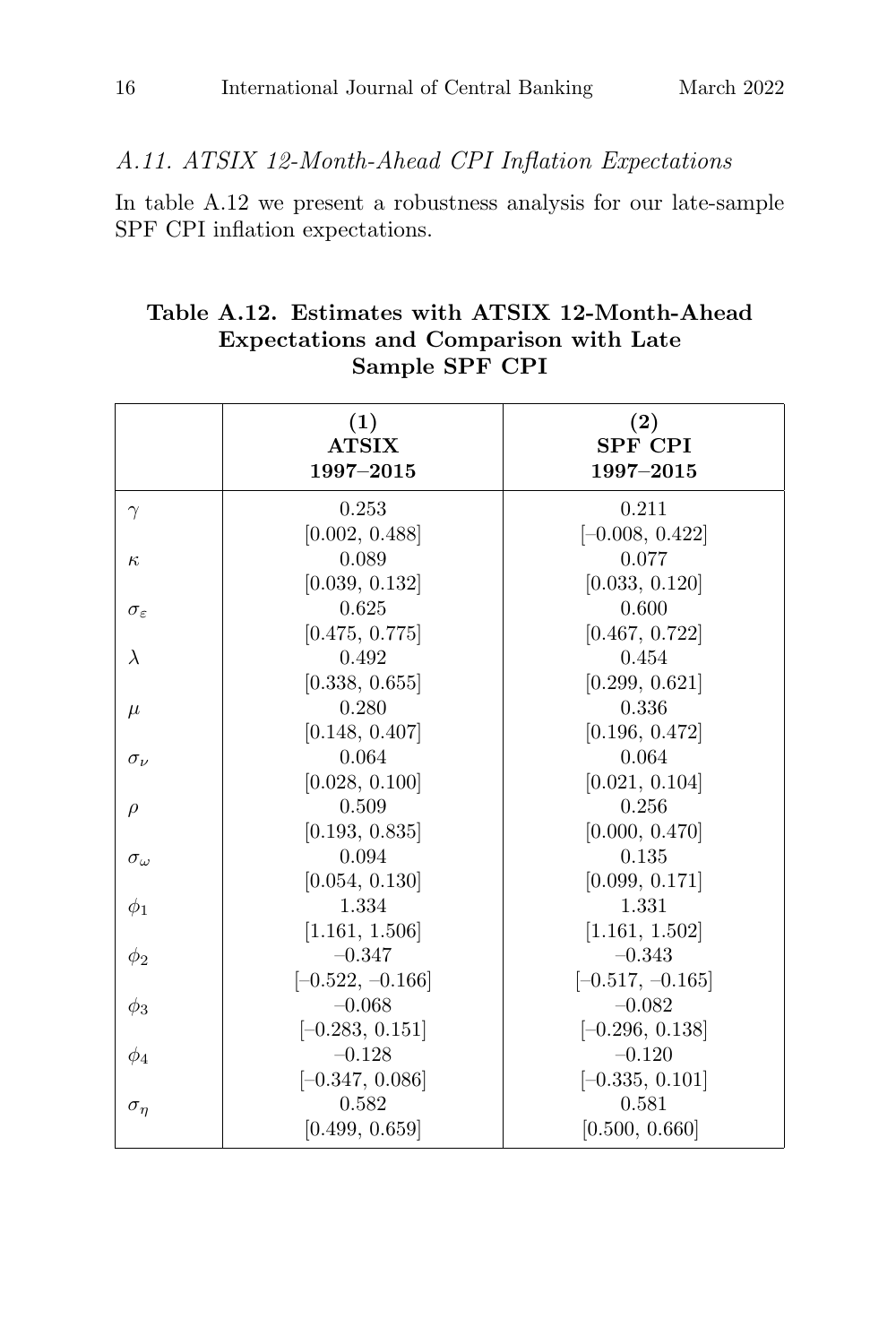### *A.11. ATSIX 12-Month-Ahead CPI Inflation Expectations*

In table A.12 we present a robustness analysis for our late-sample SPF CPI inflation expectations.

**Table A.12. Estimates with ATSIX 12-Month-Ahead Expectations and Comparison with Late Sample SPF CPI**

| | **(1) ATSIX 1997–2015** | **(2) SPF CPI 1997–2015** |
|---|---|---|
| $\gamma$ | 0.253 | 0.211 |
| | [0.002, 0.488] | [–0.008, 0.422] |
| $\kappa$ | 0.089 | 0.077 |
| | [0.039, 0.132] | [0.033, 0.120] |
| $\sigma_\varepsilon$ | 0.625 | 0.600 |
| | [0.475, 0.775] | [0.467, 0.722] |
| $\lambda$ | 0.492 | 0.454 |
| | [0.338, 0.655] | [0.299, 0.621] |
| $\mu$ | 0.280 | 0.336 |
| | [0.148, 0.407] | [0.196, 0.472] |
| $\sigma_\nu$ | 0.064 | 0.064 |
| | [0.028, 0.100] | [0.021, 0.104] |
| $\rho$ | 0.509 | 0.256 |
| | [0.193, 0.835] | [0.000, 0.470] |
| $\sigma_\omega$ | 0.094 | 0.135 |
| | [0.054, 0.130] | [0.099, 0.171] |
| $\phi_1$ | 1.334 | 1.331 |
| | [1.161, 1.506] | [1.161, 1.502] |
| $\phi_2$ | –0.347 | –0.343 |
| | [–0.522, –0.166] | [–0.517, –0.165] |
| $\phi_3$ | –0.068 | –0.082 |
| | [–0.283, 0.151] | [–0.296, 0.138] |
| $\phi_4$ | –0.128 | –0.120 |
| | [–0.347, 0.086] | [–0.335, 0.101] |
| $\sigma_\eta$ | 0.582 | 0.581 |
| | [0.499, 0.659] | [0.500, 0.660] |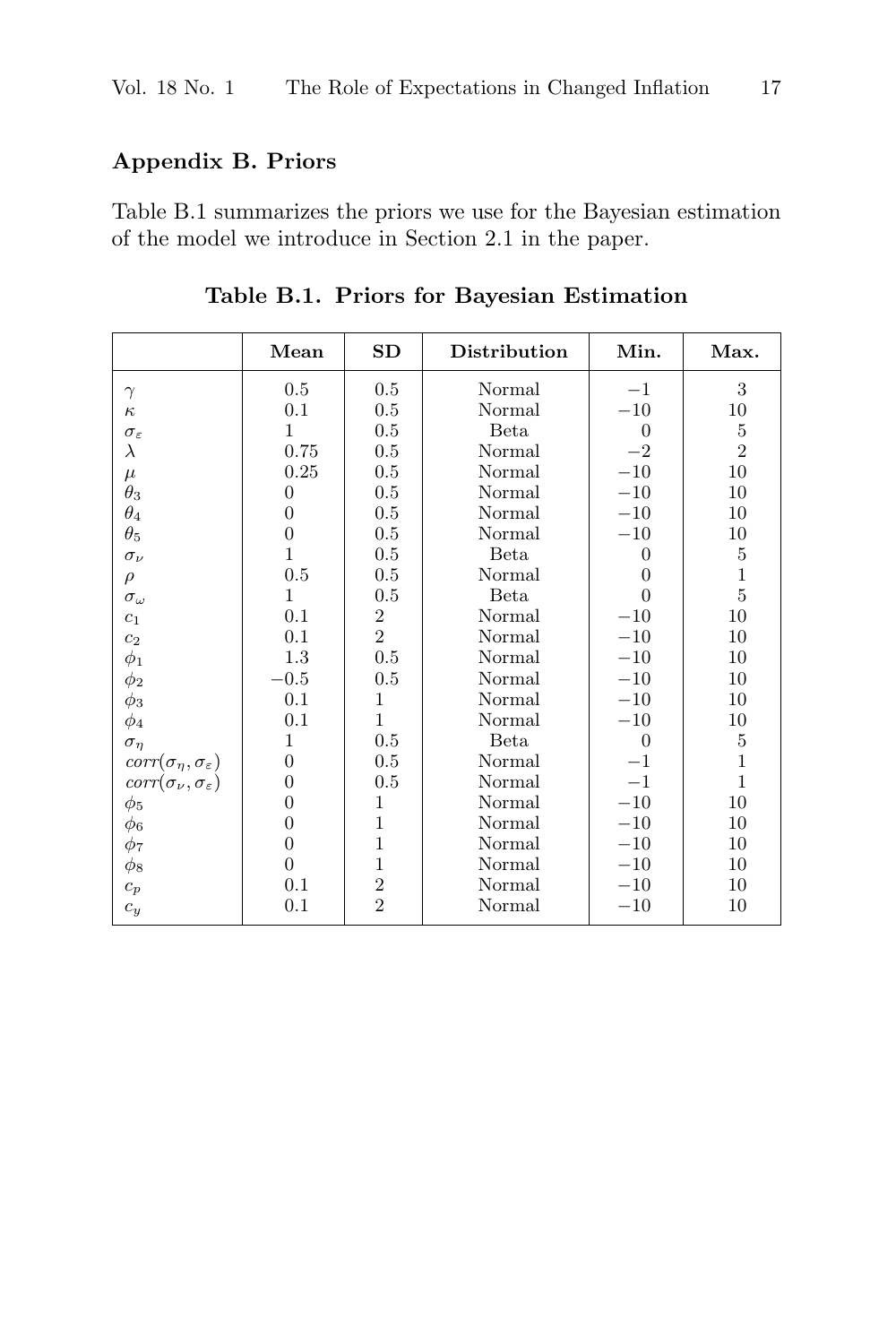## Appendix B. Priors

Table B.1 summarizes the priors we use for the Bayesian estimation of the model we introduce in Section 2.1 in the paper.

**Table B.1. Priors for Bayesian Estimation**

| | **Mean** | **SD** | **Distribution** | **Min.** | **Max.** |
|---|---|---|---|---|---|
| $\gamma$ | 0.5 | 0.5 | Normal | $-1$ | 3 |
| $\kappa$ | 0.1 | 0.5 | Normal | $-10$ | 10 |
| $\sigma_\varepsilon$ | 1 | 0.5 | Beta | 0 | 5 |
| $\lambda$ | 0.75 | 0.5 | Normal | $-2$ | 2 |
| $\mu$ | 0.25 | 0.5 | Normal | $-10$ | 10 |
| $\theta_3$ | 0 | 0.5 | Normal | $-10$ | 10 |
| $\theta_4$ | 0 | 0.5 | Normal | $-10$ | 10 |
| $\theta_5$ | 0 | 0.5 | Normal | $-10$ | 10 |
| $\sigma_\nu$ | 1 | 0.5 | Beta | 0 | 5 |
| $\rho$ | 0.5 | 0.5 | Normal | 0 | 1 |
| $\sigma_\omega$ | 1 | 0.5 | Beta | 0 | 5 |
| $c_1$ | 0.1 | 2 | Normal | $-10$ | 10 |
| $c_2$ | 0.1 | 2 | Normal | $-10$ | 10 |
| $\phi_1$ | 1.3 | 0.5 | Normal | $-10$ | 10 |
| $\phi_2$ | $-0.5$ | 0.5 | Normal | $-10$ | 10 |
| $\phi_3$ | 0.1 | 1 | Normal | $-10$ | 10 |
| $\phi_4$ | 0.1 | 1 | Normal | $-10$ | 10 |
| $\sigma_\eta$ | 1 | 0.5 | Beta | 0 | 5 |
| $corr(\sigma_\eta, \sigma_\varepsilon)$ | 0 | 0.5 | Normal | $-1$ | 1 |
| $corr(\sigma_\nu, \sigma_\varepsilon)$ | 0 | 0.5 | Normal | $-1$ | 1 |
| $\phi_5$ | 0 | 1 | Normal | $-10$ | 10 |
| $\phi_6$ | 0 | 1 | Normal | $-10$ | 10 |
| $\phi_7$ | 0 | 1 | Normal | $-10$ | 10 |
| $\phi_8$ | 0 | 1 | Normal | $-10$ | 10 |
| $c_p$ | 0.1 | 2 | Normal | $-10$ | 10 |
| $c_y$ | 0.1 | 2 | Normal | $-10$ | 10 |